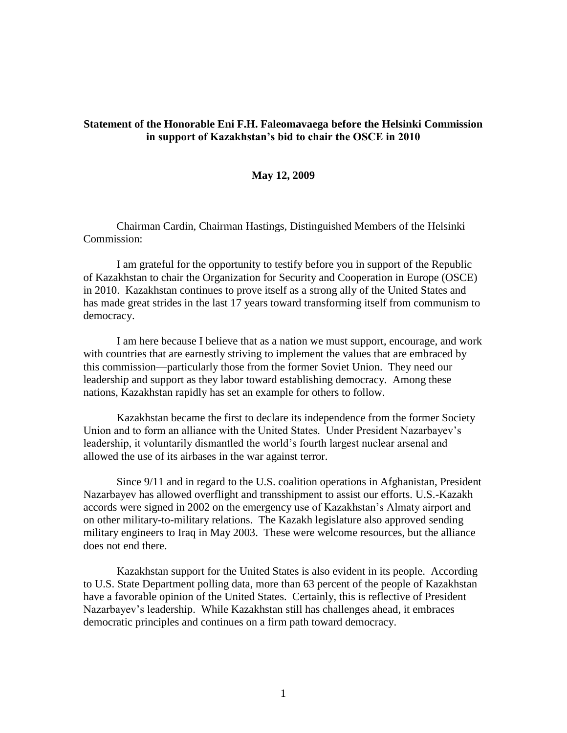**Statement of the Honorable Eni F.H. Faleomavaega before the Helsinki Commission in support of Kazakhstan's bid to chair the OSCE in 2010**

**May 12, 2009**

Chairman Cardin, Chairman Hastings, Distinguished Members of the Helsinki Commission:

I am grateful for the opportunity to testify before you in support of the Republic of Kazakhstan to chair the Organization for Security and Cooperation in Europe (OSCE) in 2010. Kazakhstan continues to prove itself as a strong ally of the United States and has made great strides in the last 17 years toward transforming itself from communism to democracy.

I am here because I believe that as a nation we must support, encourage, and work with countries that are earnestly striving to implement the values that are embraced by this commission—particularly those from the former Soviet Union. They need our leadership and support as they labor toward establishing democracy. Among these nations, Kazakhstan rapidly has set an example for others to follow.

Kazakhstan became the first to declare its independence from the former Society Union and to form an alliance with the United States. Under President Nazarbayev's leadership, it voluntarily dismantled the world's fourth largest nuclear arsenal and allowed the use of its airbases in the war against terror.

Since 9/11 and in regard to the U.S. coalition operations in Afghanistan, President Nazarbayev has allowed overflight and transshipment to assist our efforts. U.S.-Kazakh accords were signed in 2002 on the emergency use of Kazakhstan's Almaty airport and on other military-to-military relations. The Kazakh legislature also approved sending military engineers to Iraq in May 2003. These were welcome resources, but the alliance does not end there.

Kazakhstan support for the United States is also evident in its people. According to U.S. State Department polling data, more than 63 percent of the people of Kazakhstan have a favorable opinion of the United States. Certainly, this is reflective of President Nazarbayev's leadership. While Kazakhstan still has challenges ahead, it embraces democratic principles and continues on a firm path toward democracy.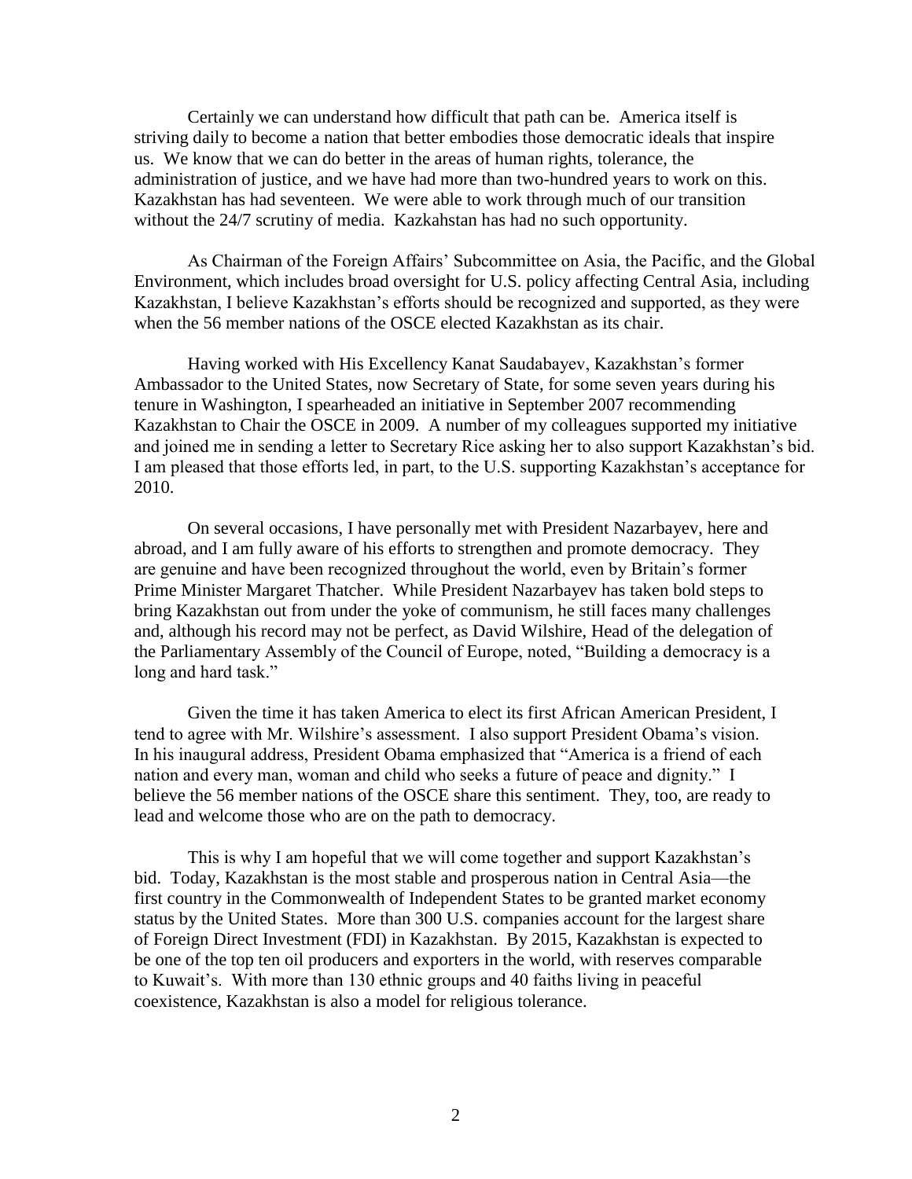Certainly we can understand how difficult that path can be. America itself is striving daily to become a nation that better embodies those democratic ideals that inspire us. We know that we can do better in the areas of human rights, tolerance, the administration of justice, and we have had more than two-hundred years to work on this. Kazakhstan has had seventeen. We were able to work through much of our transition without the 24/7 scrutiny of media. Kazkahstan has had no such opportunity.

As Chairman of the Foreign Affairs' Subcommittee on Asia, the Pacific, and the Global Environment, which includes broad oversight for U.S. policy affecting Central Asia, including Kazakhstan, I believe Kazakhstan's efforts should be recognized and supported, as they were when the 56 member nations of the OSCE elected Kazakhstan as its chair.

Having worked with His Excellency Kanat Saudabayev, Kazakhstan's former Ambassador to the United States, now Secretary of State, for some seven years during his tenure in Washington, I spearheaded an initiative in September 2007 recommending Kazakhstan to Chair the OSCE in 2009. A number of my colleagues supported my initiative and joined me in sending a letter to Secretary Rice asking her to also support Kazakhstan's bid. I am pleased that those efforts led, in part, to the U.S. supporting Kazakhstan's acceptance for 2010.

On several occasions, I have personally met with President Nazarbayev, here and abroad, and I am fully aware of his efforts to strengthen and promote democracy. They are genuine and have been recognized throughout the world, even by Britain's former Prime Minister Margaret Thatcher. While President Nazarbayev has taken bold steps to bring Kazakhstan out from under the yoke of communism, he still faces many challenges and, although his record may not be perfect, as David Wilshire, Head of the delegation of the Parliamentary Assembly of the Council of Europe, noted, "Building a democracy is a long and hard task."

Given the time it has taken America to elect its first African American President, I tend to agree with Mr. Wilshire's assessment. I also support President Obama's vision. In his inaugural address, President Obama emphasized that "America is a friend of each nation and every man, woman and child who seeks a future of peace and dignity." I believe the 56 member nations of the OSCE share this sentiment. They, too, are ready to lead and welcome those who are on the path to democracy.

This is why I am hopeful that we will come together and support Kazakhstan's bid. Today, Kazakhstan is the most stable and prosperous nation in Central Asia—the first country in the Commonwealth of Independent States to be granted market economy status by the United States. More than 300 U.S. companies account for the largest share of Foreign Direct Investment (FDI) in Kazakhstan. By 2015, Kazakhstan is expected to be one of the top ten oil producers and exporters in the world, with reserves comparable to Kuwait's. With more than 130 ethnic groups and 40 faiths living in peaceful coexistence, Kazakhstan is also a model for religious tolerance.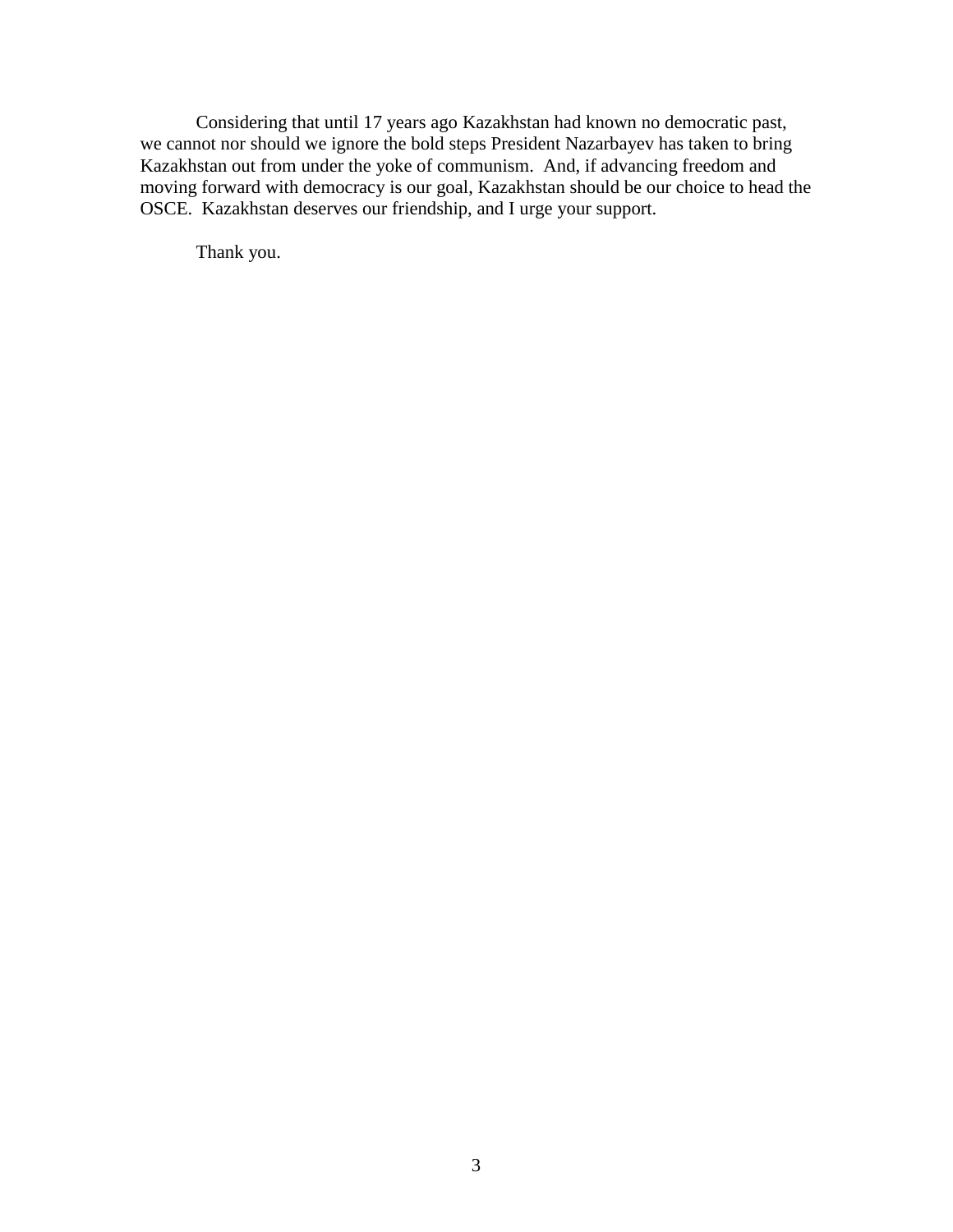Considering that until 17 years ago Kazakhstan had known no democratic past, we cannot nor should we ignore the bold steps President Nazarbayev has taken to bring Kazakhstan out from under the yoke of communism. And, if advancing freedom and moving forward with democracy is our goal, Kazakhstan should be our choice to head the OSCE. Kazakhstan deserves our friendship, and I urge your support.

Thank you.